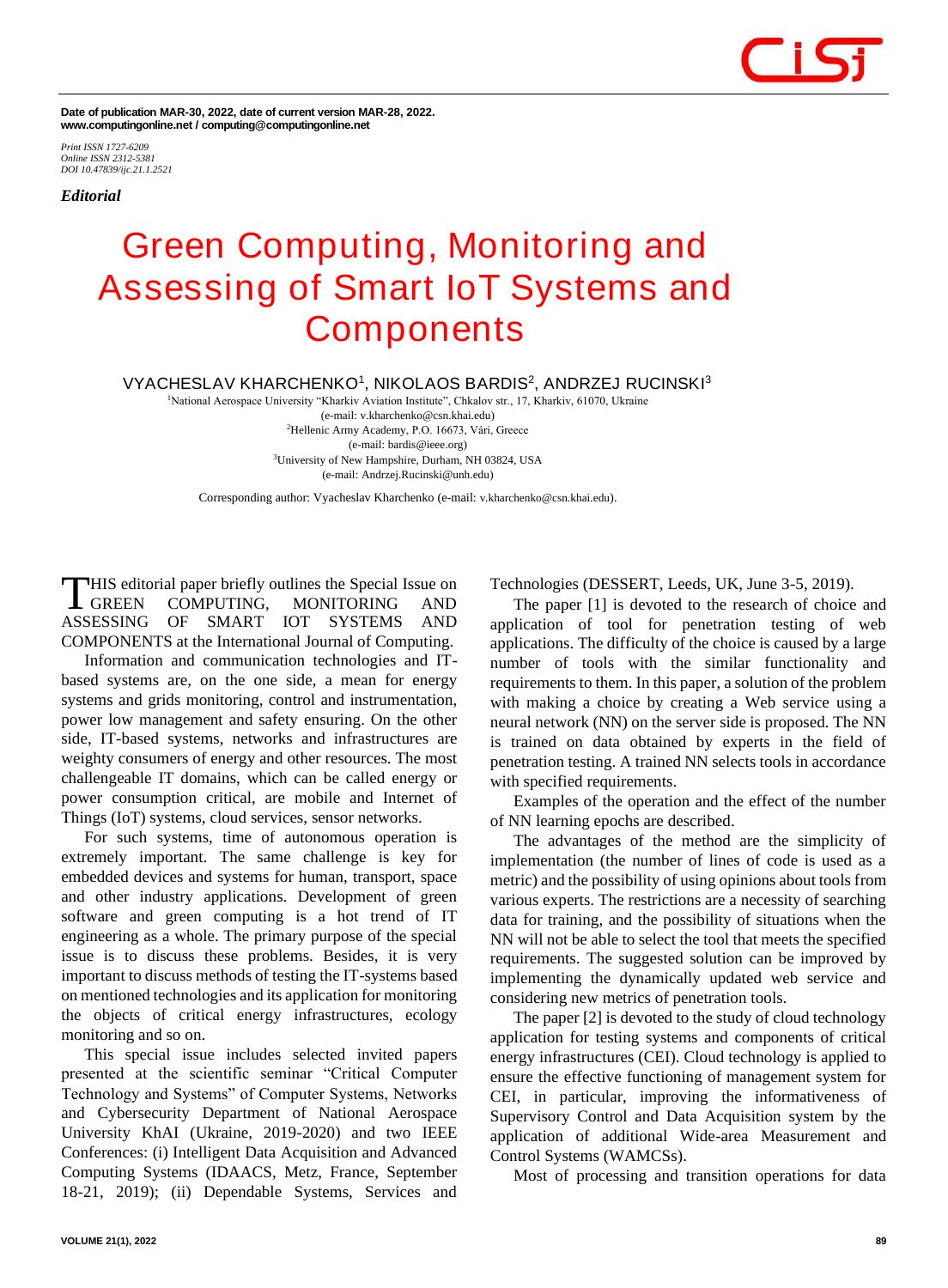Date of publication MAR-30, 2022, date of current version MAR-28, 2022.
www.computingonline.net / computing@computingonline.net

*Print ISSN 1727-6209*
*Online ISSN 2312-5381*
*DOI 10.47839/ijc.21.1.2521*

***Editorial***

# Green Computing, Monitoring and Assessing of Smart IoT Systems and Components

VYACHESLAV KHARCHENKO[1], NIKOLAOS BARDIS[2], ANDRZEJ RUCINSKI[3]

[1]National Aerospace University "Kharkiv Aviation Institute", Chkalov str., 17, Kharkiv, 61070, Ukraine
(e-mail: v.kharchenko@csn.khai.edu)
[2]Hellenic Army Academy, P.O. 16673, Vári, Greece
(e-mail: bardis@ieee.org)
[3]University of New Hampshire, Durham, NH 03824, USA
(e-mail: Andrzej.Rucinski@unh.edu)

Corresponding author: Vyacheslav Kharchenko (e-mail: v.kharchenko@csn.khai.edu).

THIS editorial paper briefly outlines the Special Issue on GREEN COMPUTING, MONITORING AND ASSESSING OF SMART IOT SYSTEMS AND COMPONENTS at the International Journal of Computing.

Information and communication technologies and IT-based systems are, on the one side, a mean for energy systems and grids monitoring, control and instrumentation, power low management and safety ensuring. On the other side, IT-based systems, networks and infrastructures are weighty consumers of energy and other resources. The most challengeable IT domains, which can be called energy or power consumption critical, are mobile and Internet of Things (IoT) systems, cloud services, sensor networks.

For such systems, time of autonomous operation is extremely important. The same challenge is key for embedded devices and systems for human, transport, space and other industry applications. Development of green software and green computing is a hot trend of IT engineering as a whole. The primary purpose of the special issue is to discuss these problems. Besides, it is very important to discuss methods of testing the IT-systems based on mentioned technologies and its application for monitoring the objects of critical energy infrastructures, ecology monitoring and so on.

This special issue includes selected invited papers presented at the scientific seminar "Critical Computer Technology and Systems" of Computer Systems, Networks and Cybersecurity Department of National Aerospace University KhAI (Ukraine, 2019-2020) and two IEEE Conferences: (i) Intelligent Data Acquisition and Advanced Computing Systems (IDAACS, Metz, France, September 18-21, 2019); (ii) Dependable Systems, Services and Technologies (DESSERT, Leeds, UK, June 3-5, 2019).

The paper [1] is devoted to the research of choice and application of tool for penetration testing of web applications. The difficulty of the choice is caused by a large number of tools with the similar functionality and requirements to them. In this paper, a solution of the problem with making a choice by creating a Web service using a neural network (NN) on the server side is proposed. The NN is trained on data obtained by experts in the field of penetration testing. A trained NN selects tools in accordance with specified requirements.

Examples of the operation and the effect of the number of NN learning epochs are described.

The advantages of the method are the simplicity of implementation (the number of lines of code is used as a metric) and the possibility of using opinions about tools from various experts. The restrictions are a necessity of searching data for training, and the possibility of situations when the NN will not be able to select the tool that meets the specified requirements. The suggested solution can be improved by implementing the dynamically updated web service and considering new metrics of penetration tools.

The paper [2] is devoted to the study of cloud technology application for testing systems and components of critical energy infrastructures (CEI). Cloud technology is applied to ensure the effective functioning of management system for CEI, in particular, improving the informativeness of Supervisory Control and Data Acquisition system by the application of additional Wide-area Measurement and Control Systems (WAMCSs).

Most of processing and transition operations for data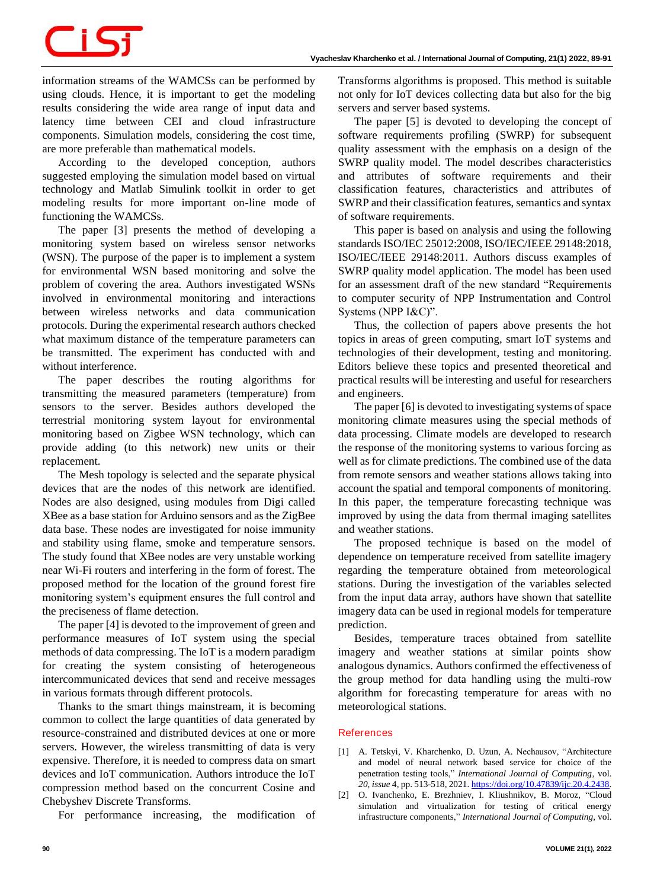information streams of the WAMCSs can be performed by using clouds. Hence, it is important to get the modeling results considering the wide area range of input data and latency time between CEI and cloud infrastructure components. Simulation models, considering the cost time, are more preferable than mathematical models.

According to the developed conception, authors suggested employing the simulation model based on virtual technology and Matlab Simulink toolkit in order to get modeling results for more important on-line mode of functioning the WAMCSs.

The paper [3] presents the method of developing a monitoring system based on wireless sensor networks (WSN). The purpose of the paper is to implement a system for environmental WSN based monitoring and solve the problem of covering the area. Authors investigated WSNs involved in environmental monitoring and interactions between wireless networks and data communication protocols. During the experimental research authors checked what maximum distance of the temperature parameters can be transmitted. The experiment has conducted with and without interference.

The paper describes the routing algorithms for transmitting the measured parameters (temperature) from sensors to the server. Besides authors developed the terrestrial monitoring system layout for environmental monitoring based on Zigbee WSN technology, which can provide adding (to this network) new units or their replacement.

The Mesh topology is selected and the separate physical devices that are the nodes of this network are identified. Nodes are also designed, using modules from Digi called XBee as a base station for Arduino sensors and as the ZigBee data base. These nodes are investigated for noise immunity and stability using flame, smoke and temperature sensors. The study found that XBee nodes are very unstable working near Wi-Fi routers and interfering in the form of forest. The proposed method for the location of the ground forest fire monitoring system's equipment ensures the full control and the preciseness of flame detection.

The paper [4] is devoted to the improvement of green and performance measures of IoT system using the special methods of data compressing. The IoT is a modern paradigm for creating the system consisting of heterogeneous intercommunicated devices that send and receive messages in various formats through different protocols.

Thanks to the smart things mainstream, it is becoming common to collect the large quantities of data generated by resource-constrained and distributed devices at one or more servers. However, the wireless transmitting of data is very expensive. Therefore, it is needed to compress data on smart devices and IoT communication. Authors introduce the IoT compression method based on the concurrent Cosine and Chebyshev Discrete Transforms.

For performance increasing, the modification of Transforms algorithms is proposed. This method is suitable not only for IoT devices collecting data but also for the big servers and server based systems.

The paper [5] is devoted to developing the concept of software requirements profiling (SWRP) for subsequent quality assessment with the emphasis on a design of the SWRP quality model. The model describes characteristics and attributes of software requirements and their classification features, characteristics and attributes of SWRP and their classification features, semantics and syntax of software requirements.

This paper is based on analysis and using the following standards ISO/IEC 25012:2008, ISO/IEC/IEEE 29148:2018, ISO/IEC/IEEE 29148:2011. Authors discuss examples of SWRP quality model application. The model has been used for an assessment draft of the new standard "Requirements to computer security of NPP Instrumentation and Control Systems (NPP I&C)".

Thus, the collection of papers above presents the hot topics in areas of green computing, smart IoT systems and technologies of their development, testing and monitoring. Editors believe these topics and presented theoretical and practical results will be interesting and useful for researchers and engineers.

The paper [6] is devoted to investigating systems of space monitoring climate measures using the special methods of data processing. Climate models are developed to research the response of the monitoring systems to various forcing as well as for climate predictions. The combined use of the data from remote sensors and weather stations allows taking into account the spatial and temporal components of monitoring. In this paper, the temperature forecasting technique was improved by using the data from thermal imaging satellites and weather stations.

The proposed technique is based on the model of dependence on temperature received from satellite imagery regarding the temperature obtained from meteorological stations. During the investigation of the variables selected from the input data array, authors have shown that satellite imagery data can be used in regional models for temperature prediction.

Besides, temperature traces obtained from satellite imagery and weather stations at similar points show analogous dynamics. Authors confirmed the effectiveness of the group method for data handling using the multi-row algorithm for forecasting temperature for areas with no meteorological stations.

## References

[1] A. Tetskyi, V. Kharchenko, D. Uzun, A. Nechausov, "Architecture and model of neural network based service for choice of the penetration testing tools," *International Journal of Computing*, vol. *20, issue* 4, pp. 513-518, 2021. https://doi.org/10.47839/ijc.20.4.2438.

[2] O. Ivanchenko, E. Brezhniev, I. Kliushnikov, B. Moroz, "Cloud simulation and virtualization for testing of critical energy infrastructure components," *International Journal of Computing*, vol.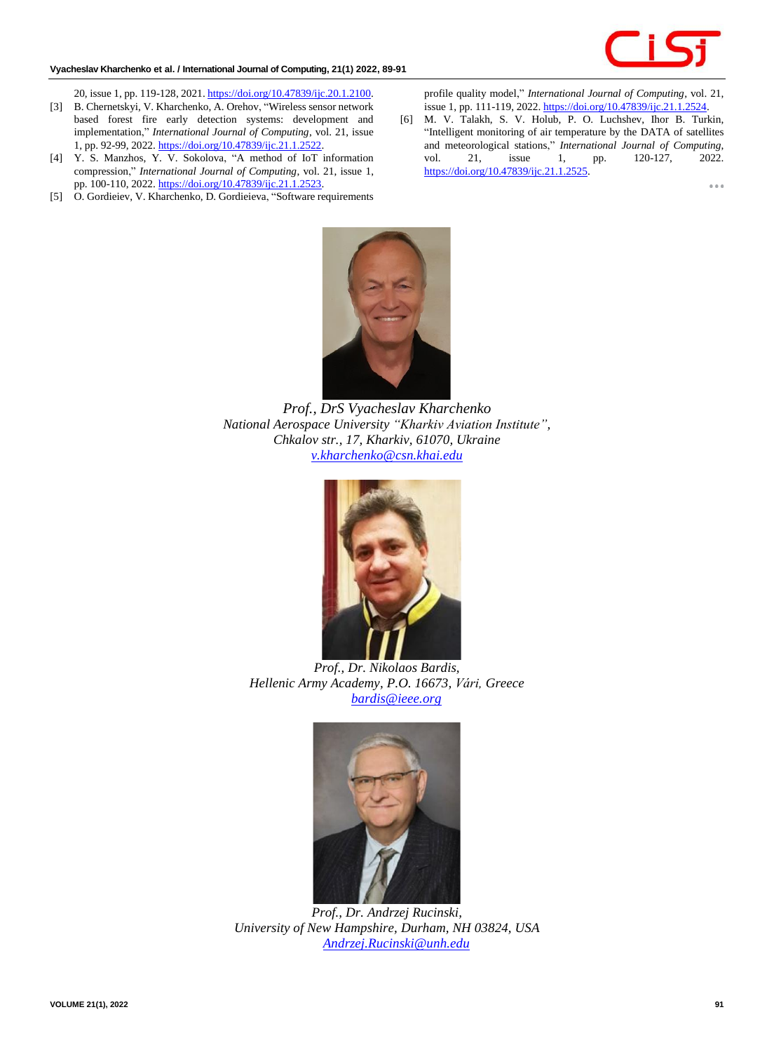20, issue 1, pp. 119-128, 2021. https://doi.org/10.47839/ijc.20.1.2100.

[3] B. Chernetskyi, V. Kharchenko, A. Orehov, "Wireless sensor network based forest fire early detection systems: development and implementation," *International Journal of Computing*, vol. 21, issue 1, pp. 92-99, 2022. https://doi.org/10.47839/ijc.21.1.2522.

[4] Y. S. Manzhos, Y. V. Sokolova, "A method of IoT information compression," *International Journal of Computing*, vol. 21, issue 1, pp. 100-110, 2022. https://doi.org/10.47839/ijc.21.1.2523.

[5] O. Gordieiev, V. Kharchenko, D. Gordieieva, "Software requirements profile quality model," *International Journal of Computing*, vol. 21, issue 1, pp. 111-119, 2022. https://doi.org/10.47839/ijc.21.1.2524.

[6] M. V. Talakh, S. V. Holub, P. O. Luchshev, Ihor B. Turkin, "Intelligent monitoring of air temperature by the DATA of satellites and meteorological stations," *International Journal of Computing*, vol. 21, issue 1, pp. 120-127, 2022. https://doi.org/10.47839/ijc.21.1.2525.

• • •

*Prof., DrS Vyacheslav Kharchenko*
*National Aerospace University "Kharkiv Aviation Institute",*
*Chkalov str., 17, Kharkiv, 61070, Ukraine*
*v.kharchenko@csn.khai.edu*

*Prof., Dr. Nikolaos Bardis,*
*Hellenic Army Academy, P.O. 16673, Vári, Greece*
*bardis@ieee.org*

*Prof., Dr. Andrzej Rucinski,*
*University of New Hampshire, Durham, NH 03824, USA*
*Andrzej.Rucinski@unh.edu*